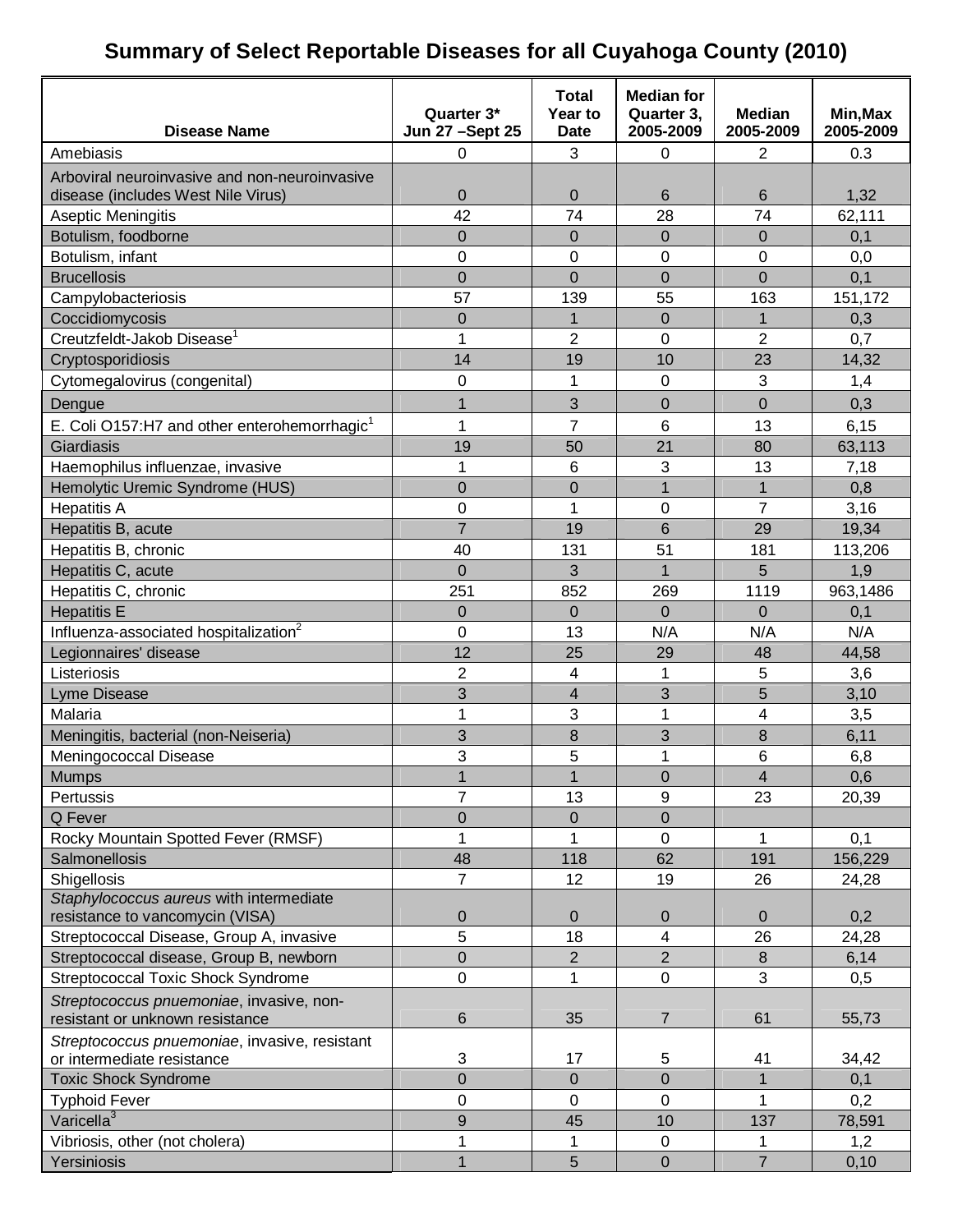# Summary of Select Reportable Diseases for all Cuyahoga County (2010)

| Disease Name | Quarter 3* Jun 27 –Sept 25 | Total Year to Date | Median for Quarter 3, 2005-2009 | Median 2005-2009 | Min,Max 2005-2009 |
|---|---|---|---|---|---|
| Amebiasis | 0 | 3 | 0 | 2 | 0.3 |
| Arboviral neuroinvasive and non-neuroinvasive disease (includes West Nile Virus) | 0 | 0 | 6 | 6 | 1,32 |
| Aseptic Meningitis | 42 | 74 | 28 | 74 | 62,111 |
| Botulism, foodborne | 0 | 0 | 0 | 0 | 0,1 |
| Botulism, infant | 0 | 0 | 0 | 0 | 0,0 |
| Brucellosis | 0 | 0 | 0 | 0 | 0,1 |
| Campylobacteriosis | 57 | 139 | 55 | 163 | 151,172 |
| Coccidiomycosis | 0 | 1 | 0 | 1 | 0,3 |
| Creutzfeldt-Jakob Disease[1] | 1 | 2 | 0 | 2 | 0,7 |
| Cryptosporidiosis | 14 | 19 | 10 | 23 | 14,32 |
| Cytomegalovirus (congenital) | 0 | 1 | 0 | 3 | 1,4 |
| Dengue | 1 | 3 | 0 | 0 | 0,3 |
| E. Coli O157:H7 and other enterohemorrhagic[1] | 1 | 7 | 6 | 13 | 6,15 |
| Giardiasis | 19 | 50 | 21 | 80 | 63,113 |
| Haemophilus influenzae, invasive | 1 | 6 | 3 | 13 | 7,18 |
| Hemolytic Uremic Syndrome (HUS) | 0 | 0 | 1 | 1 | 0,8 |
| Hepatitis A | 0 | 1 | 0 | 7 | 3,16 |
| Hepatitis B, acute | 7 | 19 | 6 | 29 | 19,34 |
| Hepatitis B, chronic | 40 | 131 | 51 | 181 | 113,206 |
| Hepatitis C, acute | 0 | 3 | 1 | 5 | 1,9 |
| Hepatitis C, chronic | 251 | 852 | 269 | 1119 | 963,1486 |
| Hepatitis E | 0 | 0 | 0 | 0 | 0,1 |
| Influenza-associated hospitalization[2] | 0 | 13 | N/A | N/A | N/A |
| Legionnaires' disease | 12 | 25 | 29 | 48 | 44,58 |
| Listeriosis | 2 | 4 | 1 | 5 | 3,6 |
| Lyme Disease | 3 | 4 | 3 | 5 | 3,10 |
| Malaria | 1 | 3 | 1 | 4 | 3,5 |
| Meningitis, bacterial (non-Neiseria) | 3 | 8 | 3 | 8 | 6,11 |
| Meningococcal Disease | 3 | 5 | 1 | 6 | 6,8 |
| Mumps | 1 | 1 | 0 | 4 | 0,6 |
| Pertussis | 7 | 13 | 9 | 23 | 20,39 |
| Q Fever | 0 | 0 | 0 | | |
| Rocky Mountain Spotted Fever (RMSF) | 1 | 1 | 0 | 1 | 0,1 |
| Salmonellosis | 48 | 118 | 62 | 191 | 156,229 |
| Shigellosis | 7 | 12 | 19 | 26 | 24,28 |
| *Staphylococcus aureus* with intermediate resistance to vancomycin (VISA) | 0 | 0 | 0 | 0 | 0,2 |
| Streptococcal Disease, Group A, invasive | 5 | 18 | 4 | 26 | 24,28 |
| Streptococcal disease, Group B, newborn | 0 | 2 | 2 | 8 | 6,14 |
| Streptococcal Toxic Shock Syndrome | 0 | 1 | 0 | 3 | 0,5 |
| *Streptococcus pnuemoniae*, invasive, non-resistant or unknown resistance | 6 | 35 | 7 | 61 | 55,73 |
| *Streptococcus pnuemoniae*, invasive, resistant or intermediate resistance | 3 | 17 | 5 | 41 | 34,42 |
| Toxic Shock Syndrome | 0 | 0 | 0 | 1 | 0,1 |
| Typhoid Fever | 0 | 0 | 0 | 1 | 0,2 |
| Varicella[3] | 9 | 45 | 10 | 137 | 78,591 |
| Vibriosis, other (not cholera) | 1 | 1 | 0 | 1 | 1,2 |
| Yersiniosis | 1 | 5 | 0 | 7 | 0,10 |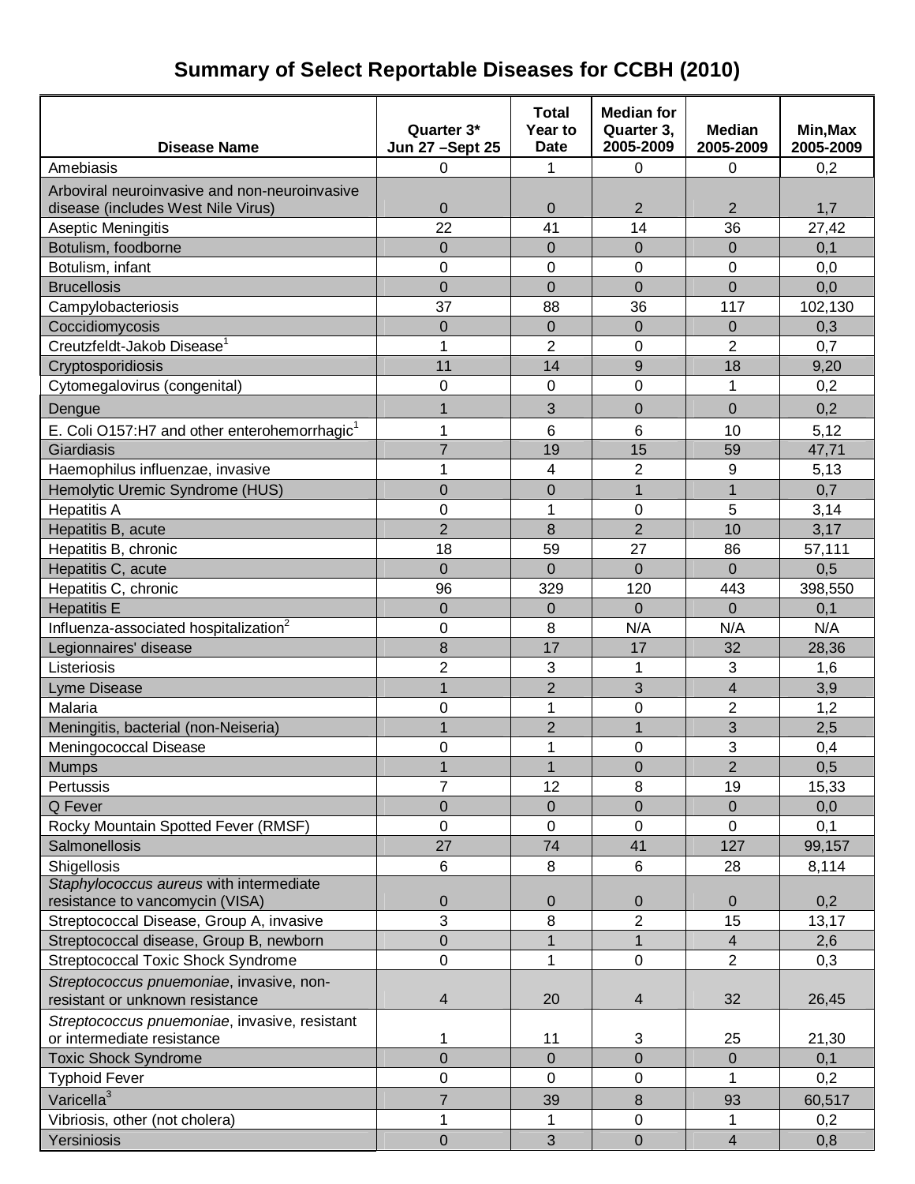# Summary of Select Reportable Diseases for CCBH (2010)

| Disease Name | Quarter 3* Jun 27 –Sept 25 | Total Year to Date | Median for Quarter 3, 2005-2009 | Median 2005-2009 | Min,Max 2005-2009 |
|---|---|---|---|---|---|
| Amebiasis | 0 | 1 | 0 | 0 | 0,2 |
| Arboviral neuroinvasive and non-neuroinvasive disease (includes West Nile Virus) | 0 | 0 | 2 | 2 | 1,7 |
| Aseptic Meningitis | 22 | 41 | 14 | 36 | 27,42 |
| Botulism, foodborne | 0 | 0 | 0 | 0 | 0,1 |
| Botulism, infant | 0 | 0 | 0 | 0 | 0,0 |
| Brucellosis | 0 | 0 | 0 | 0 | 0,0 |
| Campylobacteriosis | 37 | 88 | 36 | 117 | 102,130 |
| Coccidiomycosis | 0 | 0 | 0 | 0 | 0,3 |
| Creutzfeldt-Jakob Disease[1] | 1 | 2 | 0 | 2 | 0,7 |
| Cryptosporidiosis | 11 | 14 | 9 | 18 | 9,20 |
| Cytomegalovirus (congenital) | 0 | 0 | 0 | 1 | 0,2 |
| Dengue | 1 | 3 | 0 | 0 | 0,2 |
| E. Coli O157:H7 and other enterohemorrhagic[1] | 1 | 6 | 6 | 10 | 5,12 |
| Giardiasis | 7 | 19 | 15 | 59 | 47,71 |
| Haemophilus influenzae, invasive | 1 | 4 | 2 | 9 | 5,13 |
| Hemolytic Uremic Syndrome (HUS) | 0 | 0 | 1 | 1 | 0,7 |
| Hepatitis A | 0 | 1 | 0 | 5 | 3,14 |
| Hepatitis B, acute | 2 | 8 | 2 | 10 | 3,17 |
| Hepatitis B, chronic | 18 | 59 | 27 | 86 | 57,111 |
| Hepatitis C, acute | 0 | 0 | 0 | 0 | 0,5 |
| Hepatitis C, chronic | 96 | 329 | 120 | 443 | 398,550 |
| Hepatitis E | 0 | 0 | 0 | 0 | 0,1 |
| Influenza-associated hospitalization[2] | 0 | 8 | N/A | N/A | N/A |
| Legionnaires' disease | 8 | 17 | 17 | 32 | 28,36 |
| Listeriosis | 2 | 3 | 1 | 3 | 1,6 |
| Lyme Disease | 1 | 2 | 3 | 4 | 3,9 |
| Malaria | 0 | 1 | 0 | 2 | 1,2 |
| Meningitis, bacterial (non-Neiseria) | 1 | 2 | 1 | 3 | 2,5 |
| Meningococcal Disease | 0 | 1 | 0 | 3 | 0,4 |
| Mumps | 1 | 1 | 0 | 2 | 0,5 |
| Pertussis | 7 | 12 | 8 | 19 | 15,33 |
| Q Fever | 0 | 0 | 0 | 0 | 0,0 |
| Rocky Mountain Spotted Fever (RMSF) | 0 | 0 | 0 | 0 | 0,1 |
| Salmonellosis | 27 | 74 | 41 | 127 | 99,157 |
| Shigellosis | 6 | 8 | 6 | 28 | 8,114 |
| *Staphylococcus aureus* with intermediate resistance to vancomycin (VISA) | 0 | 0 | 0 | 0 | 0,2 |
| Streptococcal Disease, Group A, invasive | 3 | 8 | 2 | 15 | 13,17 |
| Streptococcal disease, Group B, newborn | 0 | 1 | 1 | 4 | 2,6 |
| Streptococcal Toxic Shock Syndrome | 0 | 1 | 0 | 2 | 0,3 |
| *Streptococcus pnuemoniae*, invasive, non-resistant or unknown resistance | 4 | 20 | 4 | 32 | 26,45 |
| *Streptococcus pnuemoniae*, invasive, resistant or intermediate resistance | 1 | 11 | 3 | 25 | 21,30 |
| Toxic Shock Syndrome | 0 | 0 | 0 | 0 | 0,1 |
| Typhoid Fever | 0 | 0 | 0 | 1 | 0,2 |
| Varicella[3] | 7 | 39 | 8 | 93 | 60,517 |
| Vibriosis, other (not cholera) | 1 | 1 | 0 | 1 | 0,2 |
| Yersiniosis | 0 | 3 | 0 | 4 | 0,8 |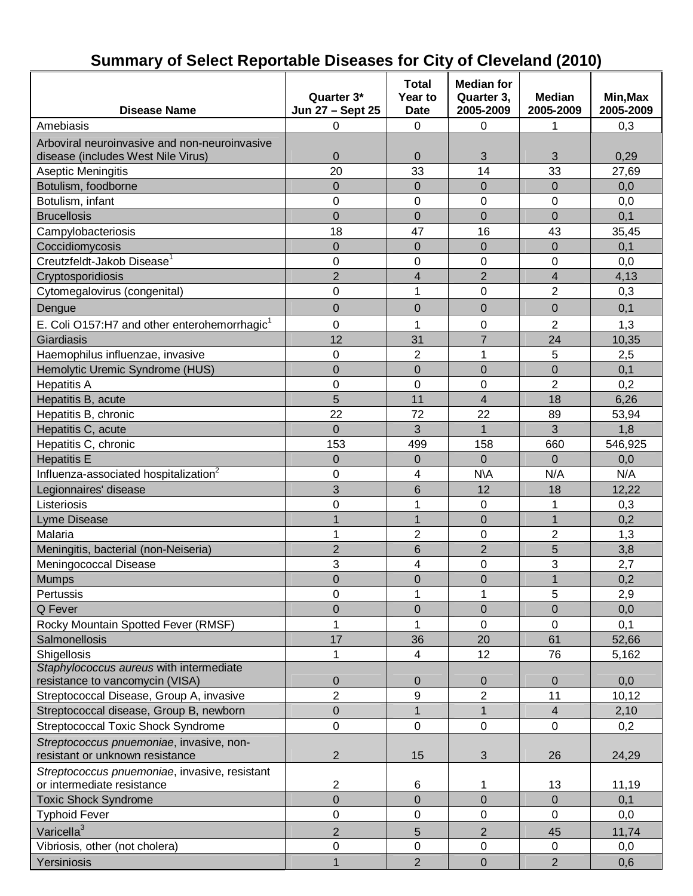## Summary of Select Reportable Diseases for City of Cleveland (2010)

| Disease Name | Quarter 3* Jun 27 – Sept 25 | Total Year to Date | Median for Quarter 3, 2005-2009 | Median 2005-2009 | Min,Max 2005-2009 |
|---|---|---|---|---|---|
| Amebiasis | 0 | 0 | 0 | 1 | 0,3 |
| Arboviral neuroinvasive and non-neuroinvasive disease (includes West Nile Virus) | 0 | 0 | 3 | 3 | 0,29 |
| Aseptic Meningitis | 20 | 33 | 14 | 33 | 27,69 |
| Botulism, foodborne | 0 | 0 | 0 | 0 | 0,0 |
| Botulism, infant | 0 | 0 | 0 | 0 | 0,0 |
| Brucellosis | 0 | 0 | 0 | 0 | 0,1 |
| Campylobacteriosis | 18 | 47 | 16 | 43 | 35,45 |
| Coccidiomycosis | 0 | 0 | 0 | 0 | 0,1 |
| Creutzfeldt-Jakob Disease[1] | 0 | 0 | 0 | 0 | 0,0 |
| Cryptosporidiosis | 2 | 4 | 2 | 4 | 4,13 |
| Cytomegalovirus (congenital) | 0 | 1 | 0 | 2 | 0,3 |
| Dengue | 0 | 0 | 0 | 0 | 0,1 |
| E. Coli O157:H7 and other enterohemorrhagic[1] | 0 | 1 | 0 | 2 | 1,3 |
| Giardiasis | 12 | 31 | 7 | 24 | 10,35 |
| Haemophilus influenzae, invasive | 0 | 2 | 1 | 5 | 2,5 |
| Hemolytic Uremic Syndrome (HUS) | 0 | 0 | 0 | 0 | 0,1 |
| Hepatitis A | 0 | 0 | 0 | 2 | 0,2 |
| Hepatitis B, acute | 5 | 11 | 4 | 18 | 6,26 |
| Hepatitis B, chronic | 22 | 72 | 22 | 89 | 53,94 |
| Hepatitis C, acute | 0 | 3 | 1 | 3 | 1,8 |
| Hepatitis C, chronic | 153 | 499 | 158 | 660 | 546,925 |
| Hepatitis E | 0 | 0 | 0 | 0 | 0,0 |
| Influenza-associated hospitalization[2] | 0 | 4 | N\A | N/A | N/A |
| Legionnaires' disease | 3 | 6 | 12 | 18 | 12,22 |
| Listeriosis | 0 | 1 | 0 | 1 | 0,3 |
| Lyme Disease | 1 | 1 | 0 | 1 | 0,2 |
| Malaria | 1 | 2 | 0 | 2 | 1,3 |
| Meningitis, bacterial (non-Neiseria) | 2 | 6 | 2 | 5 | 3,8 |
| Meningococcal Disease | 3 | 4 | 0 | 3 | 2,7 |
| Mumps | 0 | 0 | 0 | 1 | 0,2 |
| Pertussis | 0 | 1 | 1 | 5 | 2,9 |
| Q Fever | 0 | 0 | 0 | 0 | 0,0 |
| Rocky Mountain Spotted Fever (RMSF) | 1 | 1 | 0 | 0 | 0,1 |
| Salmonellosis | 17 | 36 | 20 | 61 | 52,66 |
| Shigellosis | 1 | 4 | 12 | 76 | 5,162 |
| *Staphylococcus aureus* with intermediate resistance to vancomycin (VISA) | 0 | 0 | 0 | 0 | 0,0 |
| Streptococcal Disease, Group A, invasive | 2 | 9 | 2 | 11 | 10,12 |
| Streptococcal disease, Group B, newborn | 0 | 1 | 1 | 4 | 2,10 |
| Streptococcal Toxic Shock Syndrome | 0 | 0 | 0 | 0 | 0,2 |
| *Streptococcus pnuemoniae*, invasive, non-resistant or unknown resistance | 2 | 15 | 3 | 26 | 24,29 |
| *Streptococcus pnuemoniae*, invasive, resistant or intermediate resistance | 2 | 6 | 1 | 13 | 11,19 |
| Toxic Shock Syndrome | 0 | 0 | 0 | 0 | 0,1 |
| Typhoid Fever | 0 | 0 | 0 | 0 | 0,0 |
| Varicella[3] | 2 | 5 | 2 | 45 | 11,74 |
| Vibriosis, other (not cholera) | 0 | 0 | 0 | 0 | 0,0 |
| Yersiniosis | 1 | 2 | 0 | 2 | 0,6 |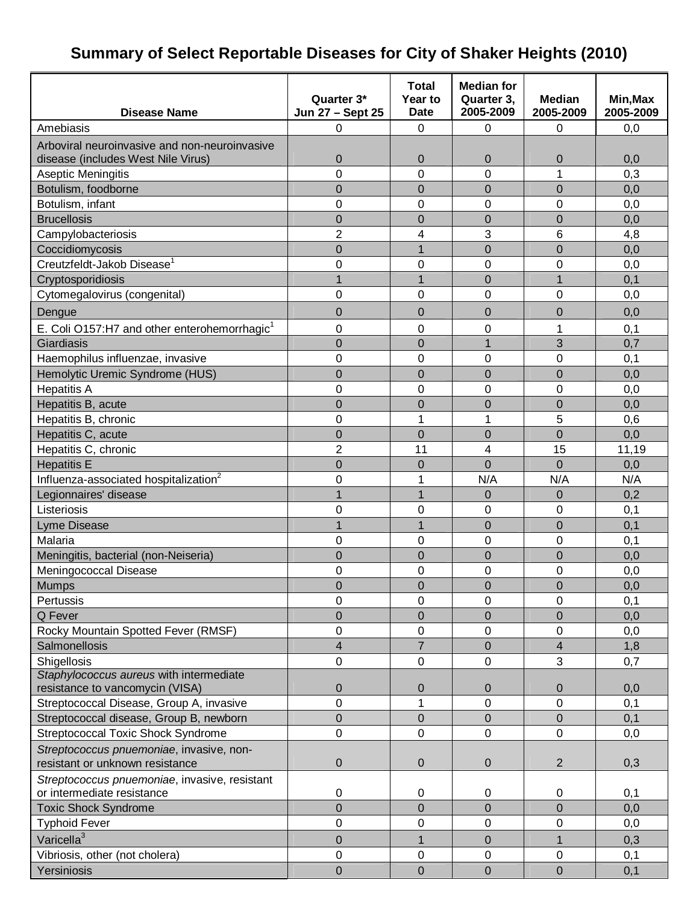# Summary of Select Reportable Diseases for City of Shaker Heights (2010)

| Disease Name | Quarter 3* Jun 27 – Sept 25 | Total Year to Date | Median for Quarter 3, 2005-2009 | Median 2005-2009 | Min,Max 2005-2009 |
|---|---|---|---|---|---|
| Amebiasis | 0 | 0 | 0 | 0 | 0,0 |
| Arboviral neuroinvasive and non-neuroinvasive disease (includes West Nile Virus) | 0 | 0 | 0 | 0 | 0,0 |
| Aseptic Meningitis | 0 | 0 | 0 | 1 | 0,3 |
| Botulism, foodborne | 0 | 0 | 0 | 0 | 0,0 |
| Botulism, infant | 0 | 0 | 0 | 0 | 0,0 |
| Brucellosis | 0 | 0 | 0 | 0 | 0,0 |
| Campylobacteriosis | 2 | 4 | 3 | 6 | 4,8 |
| Coccidiomycosis | 0 | 1 | 0 | 0 | 0,0 |
| Creutzfeldt-Jakob Disease[1] | 0 | 0 | 0 | 0 | 0,0 |
| Cryptosporidiosis | 1 | 1 | 0 | 1 | 0,1 |
| Cytomegalovirus (congenital) | 0 | 0 | 0 | 0 | 0,0 |
| Dengue | 0 | 0 | 0 | 0 | 0,0 |
| E. Coli O157:H7 and other enterohemorrhagic[1] | 0 | 0 | 0 | 1 | 0,1 |
| Giardiasis | 0 | 0 | 1 | 3 | 0,7 |
| Haemophilus influenzae, invasive | 0 | 0 | 0 | 0 | 0,1 |
| Hemolytic Uremic Syndrome (HUS) | 0 | 0 | 0 | 0 | 0,0 |
| Hepatitis A | 0 | 0 | 0 | 0 | 0,0 |
| Hepatitis B, acute | 0 | 0 | 0 | 0 | 0,0 |
| Hepatitis B, chronic | 0 | 1 | 1 | 5 | 0,6 |
| Hepatitis C, acute | 0 | 0 | 0 | 0 | 0,0 |
| Hepatitis C, chronic | 2 | 11 | 4 | 15 | 11,19 |
| Hepatitis E | 0 | 0 | 0 | 0 | 0,0 |
| Influenza-associated hospitalization[2] | 0 | 1 | N/A | N/A | N/A |
| Legionnaires' disease | 1 | 1 | 0 | 0 | 0,2 |
| Listeriosis | 0 | 0 | 0 | 0 | 0,1 |
| Lyme Disease | 1 | 1 | 0 | 0 | 0,1 |
| Malaria | 0 | 0 | 0 | 0 | 0,1 |
| Meningitis, bacterial (non-Neiseria) | 0 | 0 | 0 | 0 | 0,0 |
| Meningococcal Disease | 0 | 0 | 0 | 0 | 0,0 |
| Mumps | 0 | 0 | 0 | 0 | 0,0 |
| Pertussis | 0 | 0 | 0 | 0 | 0,1 |
| Q Fever | 0 | 0 | 0 | 0 | 0,0 |
| Rocky Mountain Spotted Fever (RMSF) | 0 | 0 | 0 | 0 | 0,0 |
| Salmonellosis | 4 | 7 | 0 | 4 | 1,8 |
| Shigellosis | 0 | 0 | 0 | 3 | 0,7 |
| *Staphylococcus aureus* with intermediate resistance to vancomycin (VISA) | 0 | 0 | 0 | 0 | 0,0 |
| Streptococcal Disease, Group A, invasive | 0 | 1 | 0 | 0 | 0,1 |
| Streptococcal disease, Group B, newborn | 0 | 0 | 0 | 0 | 0,1 |
| Streptococcal Toxic Shock Syndrome | 0 | 0 | 0 | 0 | 0,0 |
| *Streptococcus pnuemoniae*, invasive, non-resistant or unknown resistance | 0 | 0 | 0 | 2 | 0,3 |
| *Streptococcus pnuemoniae*, invasive, resistant or intermediate resistance | 0 | 0 | 0 | 0 | 0,1 |
| Toxic Shock Syndrome | 0 | 0 | 0 | 0 | 0,0 |
| Typhoid Fever | 0 | 0 | 0 | 0 | 0,0 |
| Varicella[3] | 0 | 1 | 0 | 1 | 0,3 |
| Vibriosis, other (not cholera) | 0 | 0 | 0 | 0 | 0,1 |
| Yersiniosis | 0 | 0 | 0 | 0 | 0,1 |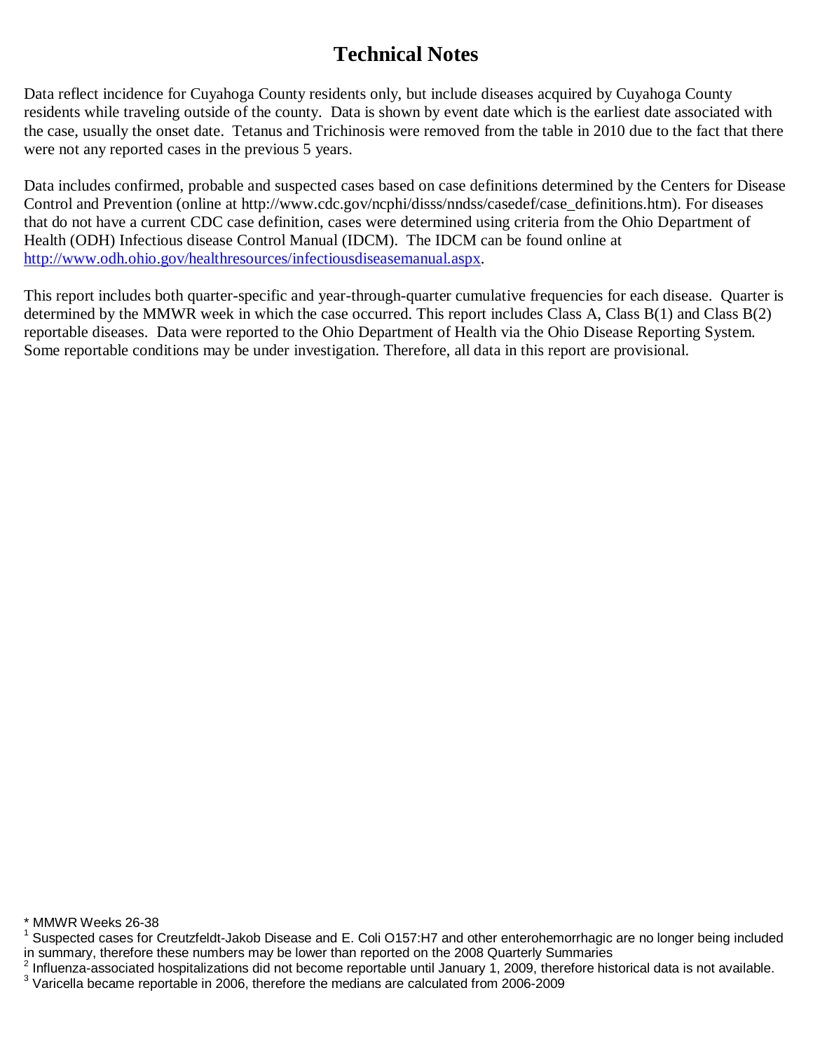# Technical Notes

Data reflect incidence for Cuyahoga County residents only, but include diseases acquired by Cuyahoga County residents while traveling outside of the county. Data is shown by event date which is the earliest date associated with the case, usually the onset date. Tetanus and Trichinosis were removed from the table in 2010 due to the fact that there were not any reported cases in the previous 5 years.

Data includes confirmed, probable and suspected cases based on case definitions determined by the Centers for Disease Control and Prevention (online at http://www.cdc.gov/ncphi/disss/nndss/casedef/case_definitions.htm). For diseases that do not have a current CDC case definition, cases were determined using criteria from the Ohio Department of Health (ODH) Infectious disease Control Manual (IDCM). The IDCM can be found online at [http://www.odh.ohio.gov/healthresources/infectiousdiseasemanual.aspx](http://www.odh.ohio.gov/healthresources/infectiousdiseasemanual.aspx).

This report includes both quarter-specific and year-through-quarter cumulative frequencies for each disease. Quarter is determined by the MMWR week in which the case occurred. This report includes Class A, Class B(1) and Class B(2) reportable diseases. Data were reported to the Ohio Department of Health via the Ohio Disease Reporting System. Some reportable conditions may be under investigation. Therefore, all data in this report are provisional.

* MMWR Weeks 26-38

[1] Suspected cases for Creutzfeldt-Jakob Disease and E. Coli O157:H7 and other enterohemorrhagic are no longer being included in summary, therefore these numbers may be lower than reported on the 2008 Quarterly Summaries

[2] Influenza-associated hospitalizations did not become reportable until January 1, 2009, therefore historical data is not available.

[3] Varicella became reportable in 2006, therefore the medians are calculated from 2006-2009